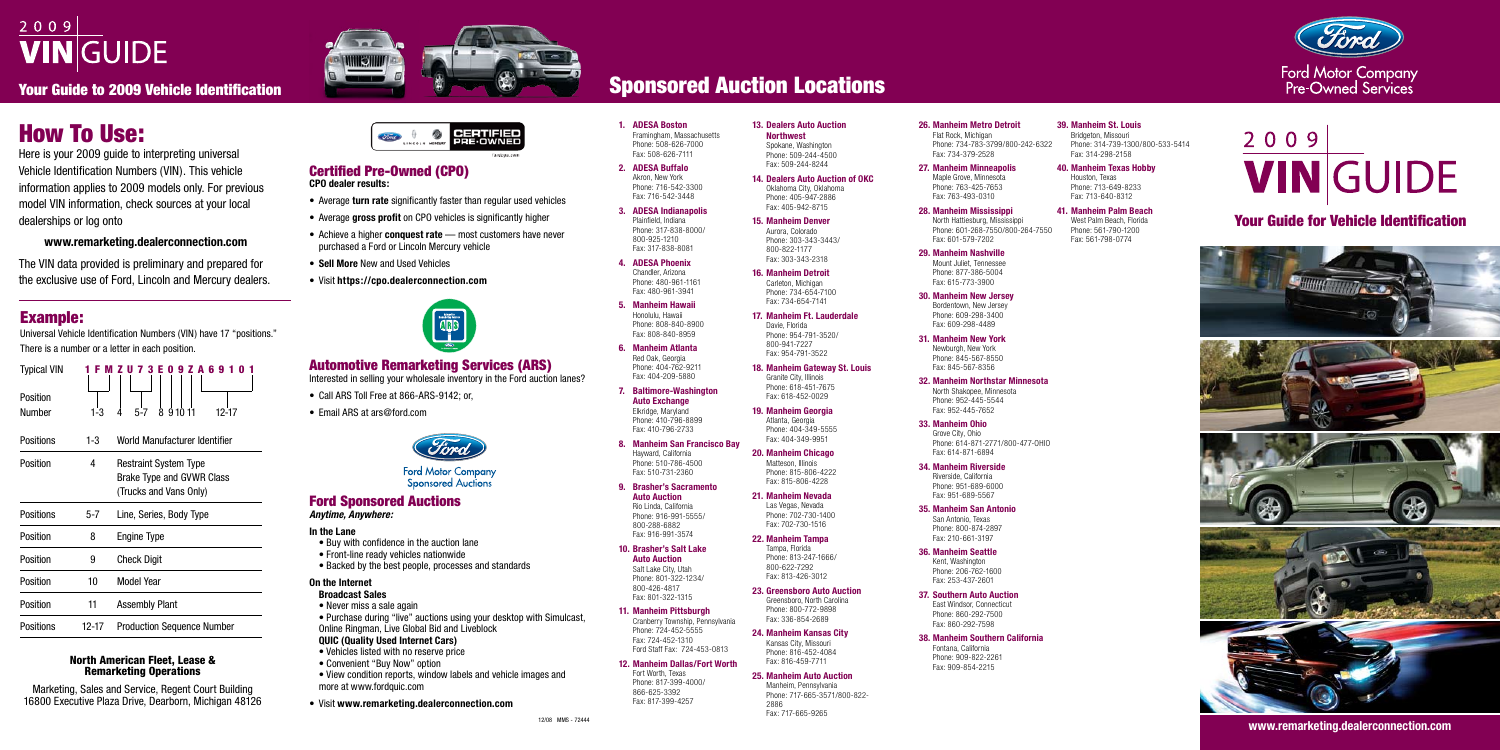# 2009 VIN GUIDE

## Your Guide to 2009 Vehicle Identification

## How To Use:

Here is your 2009 guide to interpreting universal Vehicle Identification Numbers (VIN). This vehicle information applies to 2009 models only. For previous model VIN information, check sources at your local dealerships or log onto

**www.remarketing.dealerconnection.com**

The VIN data provided is preliminary and prepared for the exclusive use of Ford, Lincoln and Mercury dealers.

## Example:

Universal Vehicle Identification Numbers (VIN) have 17 "positions." There is a number or a letter in each position.

Typical VIN: 1 F M Z U 7 3 E 0 9 Z A 6 9 1 0 1

Position Number: 1-3 | 4 | 5-7 | 8 | 9 | 10 | 11 | 12-17

| | | |
|---|---|---|
| Positions | 1-3 | World Manufacturer Identifier |
| Position | 4 | Restraint System Type<br>Brake Type and GVWR Class<br>(Trucks and Vans Only) |
| Positions | 5-7 | Line, Series, Body Type |
| Position | 8 | Engine Type |
| Position | 9 | Check Digit |
| Position | 10 | Model Year |
| Position | 11 | Assembly Plant |
| Positions | 12-17 | Production Sequence Number |

### North American Fleet, Lease & Remarketing Operations

Marketing, Sales and Service, Regent Court Building
16800 Executive Plaza Drive, Dearborn, Michigan 48126

### Certified Pre-Owned (CPO)

**CPO dealer results:**

- Average **turn rate** significantly faster than regular used vehicles
- Average **gross profit** on CPO vehicles is significantly higher
- Achieve a higher **conquest rate** — most customers have never purchased a Ford or Lincoln Mercury vehicle
- **Sell More** New and Used Vehicles
- Visit **https://cpo.dealerconnection.com**

### Automotive Remarketing Services (ARS)

Interested in selling your wholesale inventory in the Ford auction lanes?

- Call ARS Toll Free at 866-ARS-9142; or,
- Email ARS at ars@ford.com

Ford Motor Company Sponsored Auctions

### Ford Sponsored Auctions

*Anytime, Anywhere:*

**In the Lane**

- Buy with confidence in the auction lane
- Front-line ready vehicles nationwide
- Backed by the best people, processes and standards

**On the Internet**

**Broadcast Sales**

- Never miss a sale again
- Purchase during "live" auctions using your desktop with Simulcast, Online Ringman, Live Global Bid and Liveblock

**QUIC (Quality Used Internet Cars)**

- Vehicles listed with no reserve price
- Convenient "Buy Now" option
- View condition reports, window labels and vehicle images and more at www.fordquic.com
- Visit **www.remarketing.dealerconnection.com**

12/08 MMS - 72444

## Sponsored Auction Locations

1. **ADESA Boston**
Framingham, Massachusetts
Phone: 508-626-7000
Fax: 508-626-7111

2. **ADESA Buffalo**
Akron, New York
Phone: 716-542-3300
Fax: 716-542-3448

3. **ADESA Indianapolis**
Plainfield, Indiana
Phone: 317-838-8000/ 800-925-1210
Fax: 317-838-8081

4. **ADESA Phoenix**
Chandler, Arizona
Phone: 480-961-1161
Fax: 480-961-3941

5. **Manheim Hawaii**
Honolulu, Hawaii
Phone: 808-840-8900
Fax: 808-840-8959

6. **Manheim Atlanta**
Red Oak, Georgia
Phone: 404-762-9211
Fax: 404-209-5880

7. **Baltimore-Washington Auto Exchange**
Elkridge, Maryland
Phone: 410-796-8899
Fax: 410-796-2733

8. **Manheim San Francisco Bay**
Hayward, California
Phone: 510-786-4500
Fax: 510-731-2360

9. **Brasher's Sacramento Auto Auction**
Rio Linda, California
Phone: 916-991-5555/ 800-288-6882
Fax: 916-991-3574

10. **Brasher's Salt Lake Auto Auction**
Salt Lake City, Utah
Phone: 801-322-1234/ 800-426-4817
Fax: 801-322-1315

11. **Manheim Pittsburgh**
Cranberry Township, Pennsylvania
Phone: 724-452-5555
Fax: 724-452-1310
Ford Staff Fax: 724-453-0813

12. **Manheim Dallas/Fort Worth**
Fort Worth, Texas
Phone: 817-399-4000/ 866-625-3392
Fax: 817-399-4257

13. **Dealers Auto Auction Northwest**
Spokane, Washington
Phone: 509-244-4500
Fax: 509-244-8244

14. **Dealers Auto Auction of OKC**
Oklahoma City, Oklahoma
Phone: 405-947-2886
Fax: 405-942-8715

15. **Manheim Denver**
Aurora, Colorado
Phone: 303-343-3443/ 800-822-1177
Fax: 303-343-2318

16. **Manheim Detroit**
Carleton, Michigan
Phone: 734-654-7100
Fax: 734-654-7141

17. **Manheim Ft. Lauderdale**
Davie, Florida
Phone: 954-791-3520/ 800-941-7227
Fax: 954-791-3522

18. **Manheim Gateway St. Louis**
Granite City, Illinois
Phone: 618-451-7675
Fax: 618-452-0029

19. **Manheim Georgia**
Atlanta, Georgia
Phone: 404-349-5555
Fax: 404-349-9951

20. **Manheim Chicago**
Matteson, Illinois
Phone: 815-806-4222
Fax: 815-806-4228

21. **Manheim Nevada**
Las Vegas, Nevada
Phone: 702-730-1400
Fax: 702-730-1516

22. **Manheim Tampa**
Tampa, Florida
Phone: 813-247-1666/ 800-622-7292
Fax: 813-426-3012

23. **Greensboro Auto Auction**
Greensboro, North Carolina
Phone: 800-772-9898
Fax: 336-854-2689

24. **Manheim Kansas City**
Kansas City, Missouri
Phone: 816-452-4084
Fax: 816-459-7711

25. **Manheim Auto Auction**
Manheim, Pennsylvania
Phone: 717-665-3571/800-822-2886
Fax: 717-665-9265

26. **Manheim Metro Detroit**
Flat Rock, Michigan
Phone: 734-783-3799/800-242-6322
Fax: 734-379-2528

27. **Manheim Minneapolis**
Maple Grove, Minnesota
Phone: 763-425-7653
Fax: 763-493-0310

28. **Manheim Mississippi**
North Hattiesburg, Mississippi
Phone: 601-268-7550/800-264-7550
Fax: 601-579-7202

29. **Manheim Nashville**
Mount Juliet, Tennessee
Phone: 877-386-5004
Fax: 615-773-3900

30. **Manheim New Jersey**
Bordentown, New Jersey
Phone: 609-298-3400
Fax: 609-298-4489

31. **Manheim New York**
Newburgh, New York
Phone: 845-567-8550
Fax: 845-567-8356

32. **Manheim Northstar Minnesota**
North Shakopee, Minnesota
Phone: 952-445-5544
Fax: 952-445-7652

33. **Manheim Ohio**
Grove City, Ohio
Phone: 614-871-2771/800-477-OHIO
Fax: 614-871-6894

34. **Manheim Riverside**
Riverside, California
Phone: 951-689-6000
Fax: 951-689-5567

35. **Manheim San Antonio**
San Antonio, Texas
Phone: 800-874-2897
Fax: 210-661-3197

36. **Manheim Seattle**
Kent, Washington
Phone: 206-762-1600
Fax: 253-437-2601

37. **Southern Auto Auction**
East Windsor, Connecticut
Phone: 860-292-7500
Fax: 860-292-7598

38. **Manheim Southern California**
Fontana, California
Phone: 909-822-2261
Fax: 909-854-2215

39. **Manheim St. Louis**
Bridgeton, Missouri
Phone: 314-739-1300/800-533-5414
Fax: 314-298-2158

40. **Manheim Texas Hobby**
Houston, Texas
Phone: 713-649-8233
Fax: 713-640-8312

41. **Manheim Palm Beach**
West Palm Beach, Florida
Phone: 561-790-1200
Fax: 561-798-0774

Ford Motor Company Pre-Owned Services

# 2009 VIN GUIDE

## Your Guide for Vehicle Identification

**www.remarketing.dealerconnection.com**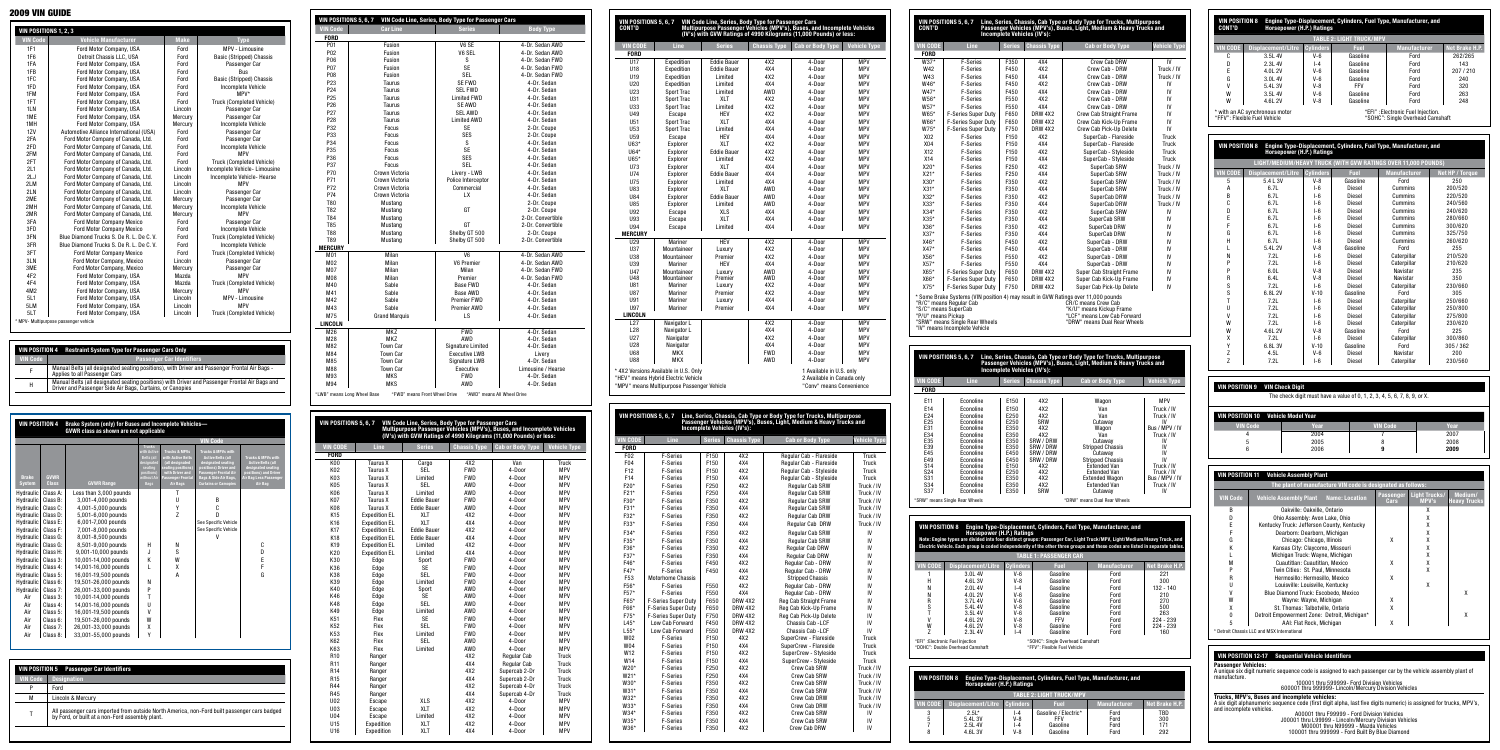# 2009 VIN GUIDE

## VIN POSITIONS 1, 2, 3

| VIN Code | Vehicle Manufacturer | Make | Type |
|---|---|---|---|
| 1F1 | Ford Motor Company, USA | Ford | MPV - Limousine |
| 1F6 | Detroit Chassis LLC, USA | Ford | Basic (Stripped) Chassis |
| 1FA | Ford Motor Company, USA | Ford | Passenger Car |
| 1FB | Ford Motor Company, USA | Ford | Bus |
| 1FC | Ford Motor Company, USA | Ford | Basic (Stripped) Chassis |
| 1FD | Ford Motor Company, USA | Ford | Incomplete Vehicle |
| 1FM | Ford Motor Company, USA | Ford | MPV* |
| 1FT | Ford Motor Company, USA | Ford | Truck (Completed Vehicle) |
| 1LN | Ford Motor Company, USA | Lincoln | Passenger Car |
| 1ME | Ford Motor Company, USA | Mercury | Passenger Car |
| 1MH | Ford Motor Company, USA | Mercury | Incomplete Vehicle |
| 12V | Automotive Alliance International (USA) | Ford | Passenger Car |
| 2FA | Ford Motor Company of Canada, Ltd. | Ford | Passenger Car |
| 2FD | Ford Motor Company of Canada, Ltd. | Ford | Incomplete Vehicle |
| 2FM | Ford Motor Company of Canada, Ltd. | Ford | MPV |
| 2FT | Ford Motor Company of Canada, Ltd. | Ford | Truck (Completed Vehicle) |
| 2L1 | Ford Motor Company of Canada, Ltd. | Lincoln | Incomplete Vehicle - Limousine |
| 2LJ | Ford Motor Company of Canada, Ltd. | Lincoln | Incomplete Vehicle - Hearse |
| 2LM | Ford Motor Company of Canada, Ltd. | Lincoln | MPV |
| 2LN | Ford Motor Company of Canada, Ltd. | Lincoln | Passenger Car |
| 2ME | Ford Motor Company of Canada, Ltd. | Mercury | Passenger Car |
| 2MH | Ford Motor Company of Canada, Ltd. | Mercury | Incomplete Vehicle |
| 2MR | Ford Motor Company of Canada, Ltd. | Mercury | MPV |
| 3FA | Ford Motor Company Mexico | Ford | Passenger Car |
| 3FD | Ford Motor Company Mexico | Ford | Incomplete Vehicle |
| 3FE | Blue Diamond Trucks S. De R. L. De C. V. | Ford | Truck (Completed Vehicle) |
| 3FR | Blue Diamond Trucks S. De R. L. De C. V. | Ford | Incomplete Vehicle |
| 3FT | Ford Motor Company Mexico | Ford | Truck (Completed Vehicle) |
| 3LN | Ford Motor Company, Mexico | Lincoln | Passenger Car |
| 3ME | Ford Motor Company, Mexico | Mercury | Passenger Car |
| 4F2 | Ford Motor Company, USA | Mazda | MPV |
| 4F4 | Ford Motor Company, USA | Mazda | Truck (Completed Vehicle) |
| 4M2 | Ford Motor Company, USA | Mercury | MPV |
| 5L1 | Ford Motor Company, USA | Lincoln | MPV - Limousine |
| 5LM | Ford Motor Company, USA | Lincoln | MPV |
| 5LT | Ford Motor Company, USA | Lincoln | Truck (Completed Vehicle) |

* MPV- Multipurpose passenger vehicle

## VIN POSITION 4 Restraint System Type for Passenger Cars Only

| VIN Code | Passenger Car Identifiers |
|---|---|
| F | Manual Belts (all designated seating positions), with Driver and Passenger Frontal Air Bags - Applies to all Passenger Cars |
| H | Manual Belts (all designated seating positions) with Driver and Passenger Frontal Air Bags and Driver and Passenger Side Air Bags, Curtains, or Canopies |

## VIN POSITION 4 Brake System (only for Buses and Incomplete Vehicles— GVWR class as shown are not applicable)

| Brake System | GVWR Class | GVWR Range | VIN Code | | |
|---|---|---|---|---|---|
| | | | Incomplete Vehicles with active Belts (all designated seating positions) without Air Bags | Trucks & MPVs with active Belts (all designated seating positions) and Driver and Passenger Frontal Air Bags | Trucks & MPVs with active Belts (all seating positions), Driver & Passenger Frontal Air Bags and Side Air Bags, Curtains or Canopies |
| Hydraulic | Class A | Less than 3,000 pounds | T | | |
| Hydraulic | Class B | 3,001-4,000 pounds | U | B | |
| Hydraulic | Class C | 4,001-5,000 pounds | Y | C | |
| Hydraulic | Class D | 5,001-6,000 pounds | Z | D | |
| Hydraulic | Class E | 6,001-7,000 pounds | | See Specific Vehicle | |
| Hydraulic | Class F | 7,001-8,000 pounds | | See Specific Vehicle | |
| Hydraulic | Class G | 8,001-8,500 pounds | | V | |
| Hydraulic | Class G | 8,501-9,000 pounds | H | N | C |
| Hydraulic | Class H | 9,001-10,000 pounds | J | S | D |
| Hydraulic | Class 3 | 10,001-14,000 pounds | K | X | E |
| Hydraulic | Class 4 | 14,001-16,000 pounds | L | Y | F |
| Hydraulic | Class 5 | 16,001-19,500 pounds | | A | G |
| Hydraulic | Class 6 | 19,501-26,000 pounds | N | | |
| Hydraulic | Class 7 | 26,001-33,000 pounds | P | | |
| Air | Class 3 | 10,001-14,000 pounds | T | | |
| Air | Class 4 | 14,001-16,000 pounds | U | | |
| Air | Class 5 | 16,001-19,500 pounds | V | | |
| Air | Class 6 | 19,501-26,000 pounds | W | | |
| Air | Class 7 | 26,001-33,000 pounds | X | | |
| Air | Class 8 | 33,001-55,000 pounds | Y | | |

## VIN POSITION 5 Passenger Car Identifiers

| VIN Code | Designation |
|---|---|
| P | Ford |
| M | Lincoln & Mercury |
| T | All passenger cars imported from outside North America, non-Ford built passenger cars badged by Ford, or built at a non-Ford assembly plant. |

## VIN POSITIONS 5, 6, 7 VIN Code Line, Series, Body Type for Passenger Cars

| VIN Code | Car Line | Series | Body Type |
|---|---|---|---|
| **FORD** | | | |
| P01 | Fusion | V6 SE | 4-Dr. Sedan AWD |
| P02 | Fusion | V6 SEL | 4-Dr. Sedan AWD |
| P06 | Fusion | S | 4-Dr. Sedan FWD |
| P07 | Fusion | SE | 4-Dr. Sedan FWD |
| P08 | Fusion | SEL | 4-Dr. Sedan FWD |
| P23 | Taurus | SE FWD | 4-Dr. Sedan |
| P24 | Taurus | SEL FWD | 4-Dr. Sedan |
| P25 | Taurus | Limited FWD | 4-Dr. Sedan |
| P26 | Taurus | SE AWD | 4-Dr. Sedan |
| P27 | Taurus | SEL AWD | 4-Dr. Sedan |
| P28 | Taurus | Limited AWD | 4-Dr. Sedan |
| P32 | Focus | SE | 2-Dr. Coupe |
| P33 | Focus | SES | 2-Dr. Coupe |
| P34 | Focus | S | 4-Dr. Sedan |
| P35 | Focus | SE | 4-Dr. Sedan |
| P36 | Focus | SES | 4-Dr. Sedan |
| P37 | Focus | SEL | 4-Dr. Sedan |
| P70 | Crown Victoria | Livery - LWB | 4-Dr. Sedan |
| P71 | Crown Victoria | Police Interceptor | 4-Dr. Sedan |
| P72 | Crown Victoria | Commercial | 4-Dr. Sedan |
| P74 | Crown Victoria | LX | 4-Dr. Sedan |
| T80 | Mustang | | 2-Dr. Coupe |
| T82 | Mustang | GT | 2-Dr. Coupe |
| T84 | Mustang | | 2-Dr. Convertible |
| T85 | Mustang | GT | 2-Dr. Convertible |
| T88 | Mustang | Shelby GT 500 | 2-Dr. Coupe |
| T89 | Mustang | Shelby GT 500 | 2-Dr. Convertible |
| **MERCURY** | | | |
| M01 | Milan | V6 | 4-Dr. Sedan AWD |
| M02 | Milan | V6 Premier | 4-Dr. Sedan AWD |
| M07 | Milan | Milan | 4-Dr. Sedan FWD |
| M08 | Milan | Premier | 4-Dr. Sedan FWD |
| M40 | Sable | Base FWD | 4-Dr. Sedan |
| M41 | Sable | Base AWD | 4-Dr. Sedan |
| M42 | Sable | Premier FWD | 4-Dr. Sedan |
| M43 | Sable | Premier AWD | 4-Dr. Sedan |
| M75 | Grand Marquis | LS | 4-Dr. Sedan |
| **LINCOLN** | | | |
| M26 | MKZ | FWD | 4-Dr. Sedan |
| M28 | MKZ | AWD | 4-Dr. Sedan |
| M82 | Town Car | Signature Limited | 4-Dr. Sedan |
| M84 | Town Car | Executive LWB | Livery |
| M85 | Town Car | Signature LWB | 4-Dr. Sedan |
| M88 | Town Car | Executive | Limousine / Hearse |
| M93 | MKS | FWD | 4-Dr. Sedan |
| M94 | MKS | AWD | 4-Dr. Sedan |

"LWB" means Long Wheel Base "FWD" means Front Wheel Drive "AWD" means All Wheel Drive

## VIN POSITIONS 5, 6, 7 VIN Code Line, Series, Body Type for Trucks, Multipurpose Passenger Vehicles (MPV's), Buses, and Incomplete Vehicles (IV's) with GVW Ratings of 4990 Kilograms (11,000 Pounds) or less

| VIN Code | Line | Series | Chassis Type | Cab or Body Type | Vehicle Type |
|---|---|---|---|---|---|
| **FORD** | | | | | |
| K00 | Taurus X | Cargo | 4X2 | Van | Truck |
| K02 | Taurus X | SEL | FWD | 4-Door | MPV |
| K03 | Taurus X | Limited | FWD | 4-Door | MPV |
| K05 | Taurus X | SEL | AWD | 4-Door | MPV |
| K06 | Taurus X | Limited | AWD | 4-Door | MPV |
| K07 | Taurus X | Eddie Bauer | FWD | 4-Door | MPV |
| K08 | Taurus X | Eddie Bauer | AWD | 4-Door | MPV |
| K15 | Expedition EL | XLT | 4X2 | 4-Door | MPV |
| K16 | Expedition EL | XLT | 4X4 | 4-Door | MPV |
| K17 | Expedition EL | Eddie Bauer | 4X2 | 4-Door | MPV |
| K18 | Expedition EL | Eddie Bauer | 4X4 | 4-Door | MPV |
| K19 | Expedition EL | Limited | 4X2 | 4-Door | MPV |
| K20 | Expedition EL | Limited | 4X4 | 4-Door | MPV |
| K30 | Edge | Sport | FWD | 4-Door | MPV |
| K36 | Edge | SE | FWD | 4-Door | MPV |
| K38 | Edge | SEL | FWD | 4-Door | MPV |
| K39 | Edge | Limited | FWD | 4-Door | MPV |
| K40 | Edge | Sport | AWD | 4-Door | MPV |
| K46 | Edge | SE | AWD | 4-Door | MPV |
| K48 | Edge | SEL | AWD | 4-Door | MPV |
| K49 | Edge | Limited | AWD | 4-Door | MPV |
| K51 | Flex | SE | FWD | 4-Door | MPV |
| K52 | Flex | SEL | FWD | 4-Door | MPV |
| K53 | Flex | Limited | FWD | 4-Door | MPV |
| K62 | Flex | SEL | AWD | 4-Door | MPV |
| K63 | Flex | Limited | AWD | 4-Door | MPV |
| R10 | Ranger | | 4X2 | Regular Cab | Truck |
| R11 | Ranger | | 4X4 | Regular Cab | Truck |
| R14 | Ranger | | 4X2 | Supercab 2-Dr | Truck |
| R15 | Ranger | | 4X4 | Supercab 2-Dr | Truck |
| R44 | Ranger | | 4X2 | Supercab 4-Dr | Truck |
| R45 | Ranger | | 4X4 | Supercab 4-Dr | Truck |
| U02 | Escape | XLS | 4X2 | 4-Door | MPV |
| U03 | Escape | XLT | 4X2 | 4-Door | MPV |
| U04 | Escape | Limited | 4X2 | 4-Door | MPV |
| U15 | Expedition | XLT | 4X2 | 4-Door | MPV |
| U16 | Expedition | XLT | 4X4 | 4-Door | MPV |
| U17 | Expedition | Eddie Bauer | 4X2 | 4-Door | MPV |
| U18 | Expedition | Eddie Bauer | 4X4 | 4-Door | MPV |
| U19 | Expedition | Limited | 4X2 | 4-Door | MPV |
| U20 | Expedition | Limited | 4X4 | 4-Door | MPV |
| U23 | Sport Trac | Limited | AWD | 4-Door | MPV |
| U31 | Sport Trac | XLT | 4X2 | 4-Door | MPV |
| U33 | Sport Trac | Limited | 4X2 | 4-Door | MPV |
| U49 | Escape | HEV | 4X2 | 4-Door | MPV |
| U51 | Sport Trac | XLT | 4X4 | 4-Door | MPV |
| U53 | Sport Trac | Limited | 4X4 | 4-Door | MPV |
| U59 | Escape | HEV | 4X4 | 4-Door | MPV |
| U63* | Explorer | XLT | 4X2 | 4-Door | MPV |
| U64* | Explorer | Eddie Bauer | 4X2 | 4-Door | MPV |
| U65* | Explorer | Limited | 4X2 | 4-Door | MPV |
| U73 | Explorer | XLT | 4X4 | 4-Door | MPV |
| U74 | Explorer | Eddie Bauer | 4X4 | 4-Door | MPV |
| U75 | Explorer | Limited | 4X4 | 4-Door | MPV |
| U83 | Explorer | XLT | AWD | 4-Door | MPV |
| U84 | Explorer | Eddie Bauer | AWD | 4-Door | MPV |
| U85 | Explorer | Limited | AWD | 4-Door | MPV |
| U92 | Escape | XLS | 4X4 | 4-Door | MPV |
| U93 | Escape | XLT | 4X4 | 4-Door | MPV |
| U94 | Escape | Limited | 4X4 | 4-Door | MPV |
| **MERCURY** | | | | | |
| U29 | Mariner | HEV | 4X2 | 4-Door | MPV |
| U37 | Mountaineer | Luxury | 4X2 | 4-Door | MPV |
| U38 | Mountaineer | Premier | 4X2 | 4-Door | MPV |
| U39 | Mariner | HEV | 4X4 | 4-Door | MPV |
| U47 | Mountaineer | Luxury | AWD | 4-Door | MPV |
| U48 | Mountaineer | Premier | AWD | 4-Door | MPV |
| U81 | Mariner | Luxury | 4X2 | 4-Door | MPV |
| U87 | Mariner | Premier | 4X2 | 4-Door | MPV |
| U91 | Mariner | Luxury | 4X4 | 4-Door | MPV |
| U97 | Mariner | Premier | 4X4 | 4-Door | MPV |
| **LINCOLN** | | | | | |
| L27 | Navigator L | | 4X2 | 4-Door | MPV |
| L28 | Navigator L | | 4X4 | 4-Door | MPV |
| U27 | Navigator | | 4X2 | 4-Door | MPV |
| U28 | Navigator | | 4X4 | 4-Door | MPV |
| U88 | MKX | | FWD | 4-Door | MPV |
| U89 | MKX | | AWD | 4-Door | MPV |

* 4X2 Versions Available in U.S. Only — 1 Available in U.S. only
"HEV" means Hybrid Electric Vehicle — 2 Available in Canada only
"MPV" means Multipurpose Passenger Vehicle — "Conv" means Convenience

## VIN POSITIONS 5, 6, 7 Line, Series, Cab Type for Trucks, Multipurpose Passenger Vehicles (MPV's), Buses, Light, Medium & Heavy Trucks and Incomplete Vehicles (IV's)

| VIN Code | Line | Series | Chassis Type | Cab or Body Type | Vehicle Type |
|---|---|---|---|---|---|
| **FORD** | | | | | |
| F02 | F-Series | F150 | 4X2 | Regular Cab - Flareside | Truck |
| F04 | F-Series | F150 | 4X4 | Regular Cab - Flareside | Truck |
| F12 | F-Series | F150 | 4X2 | Regular Cab - Styleside | Truck |
| F14 | F-Series | F150 | 4X4 | Regular Cab - Styleside | Truck |
| F20* | F-Series | F250 | 4X2 | Regular Cab SRW | Truck / IV |
| F21* | F-Series | F250 | 4X4 | Regular Cab SRW | Truck / IV |
| F30* | F-Series | F350 | 4X2 | Regular Cab SRW | Truck / IV |
| F31* | F-Series | F350 | 4X4 | Regular Cab SRW | Truck / IV |
| F32* | F-Series | F350 | 4X2 | Regular Cab DRW | Truck / IV |
| F33* | F-Series | F350 | 4X4 | Regular Cab DRW | Truck / IV |
| F34* | F-Series | F350 | 4X2 | Regular Cab SRW | IV |
| F35* | F-Series | F350 | 4X4 | Regular Cab SRW | IV |
| F36* | F-Series | F350 | 4X2 | Regular Cab DRW | IV |
| F37* | F-Series | F350 | 4X4 | Regular Cab DRW | IV |
| F46* | F-Series | F450 | 4X2 | Regular Cab - DRW | IV |
| F47* | F-Series | F450 | 4X4 | Regular Cab - DRW | IV |
| F53 | Motorhome Chassis | | 4X2 | Stripped Chassis | IV |
| F56* | F-Series | F550 | 4X2 | Regular Cab - DRW | IV |
| F57* | F-Series | F550 | 4X4 | Regular Cab - DRW | IV |
| F65* | F-Series Super Duty | F650 | DRW 4X2 | Reg Cab Straight Frame | IV |
| F66* | F-Series Super Duty | F650 | DRW 4X2 | Reg Cab Kick-Up Frame | IV |
| F75* | F-Series Super Duty | F750 | DRW 4X2 | Reg Cab Pick-Up Delete | IV |
| L45* | Low Cab Forward | F450 | DRW 4X2 | Chassis Cab - LCF | IV |
| L55* | Low Cab Forward | F550 | DRW 4X2 | Chassis Cab - LCF | IV |
| W02 | F-Series | F150 | 4X2 | SuperCrew - Flareside | Truck |
| W04 | F-Series | F150 | 4X4 | SuperCrew - Flareside | Truck |
| W12 | F-Series | F150 | 4X2 | SuperCrew - Styleside | Truck |
| W14 | F-Series | F150 | 4X4 | SuperCrew - Styleside | Truck |
| W20* | F-Series | F250 | 4X2 | Crew Cab SRW | Truck / IV |
| W21* | F-Series | F250 | 4X4 | Crew Cab SRW | Truck / IV |
| W30* | F-Series | F350 | 4X2 | Crew Cab SRW | Truck / IV |
| W31* | F-Series | F350 | 4X4 | Crew Cab SRW | Truck / IV |
| W32* | F-Series | F350 | 4X2 | Crew Cab DRW | Truck / IV |
| W33* | F-Series | F350 | 4X4 | Crew Cab DRW | Truck / IV |
| W34* | F-Series | F350 | 4X2 | Crew Cab SRW | IV |
| W35* | F-Series | F350 | 4X4 | Crew Cab SRW | IV |
| W36* | F-Series | F350 | 4X2 | Crew Cab DRW | IV |
| W37* | F-Series | F350 | 4X4 | Crew Cab DRW | IV |
| W42 | F-Series | F450 | 4X2 | Crew Cab - DRW | Truck / IV |
| W43 | F-Series | F450 | 4X4 | Crew Cab - DRW | Truck / IV |
| W46* | F-Series | F450 | 4X2 | Crew Cab - DRW | IV |
| W47* | F-Series | F450 | 4X4 | Crew Cab - DRW | IV |
| W56* | F-Series | F550 | 4X2 | Crew Cab - DRW | IV |
| W57* | F-Series | F550 | 4X4 | Crew Cab - DRW | IV |
| W65* | F-Series Super Duty | F650 | DRW 4X2 | Crew Cab Straight Frame | IV |
| W66* | F-Series Super Duty | F650 | DRW 4X2 | Crew Cab Kick-Up Frame | IV |
| W75* | F-Series Super Duty | F750 | DRW 4X2 | Crew Cab Pick-Up Delete | IV |
| X02 | F-Series | F150 | 4X2 | SuperCab - Flareside | Truck |
| X04 | F-Series | F150 | 4X4 | SuperCab - Flareside | Truck |
| X12 | F-Series | F150 | 4X2 | SuperCab - Styleside | Truck |
| X14 | F-Series | F150 | 4X4 | SuperCab - Styleside | Truck |
| X20* | F-Series | F250 | 4X2 | SuperCab SRW | Truck / IV |
| X21* | F-Series | F250 | 4X4 | SuperCab SRW | Truck / IV |
| X30* | F-Series | F350 | 4X2 | SuperCab SRW | Truck / IV |
| X31* | F-Series | F350 | 4X4 | SuperCab SRW | Truck / IV |
| X32* | F-Series | F350 | 4X2 | SuperCab DRW | Truck / IV |
| X33* | F-Series | F350 | 4X4 | SuperCab DRW | Truck / IV |
| X34* | F-Series | F350 | 4X2 | SuperCab SRW | IV |
| X35* | F-Series | F350 | 4X4 | SuperCab SRW | IV |
| X36* | F-Series | F350 | 4X2 | SuperCab DRW | IV |
| X37* | F-Series | F350 | 4X4 | SuperCab DRW | IV |
| X46* | F-Series | F450 | 4X2 | SuperCab - DRW | IV |
| X47* | F-Series | F450 | 4X4 | SuperCab - DRW | IV |
| X56* | F-Series | F550 | 4X2 | SuperCab - DRW | IV |
| X57* | F-Series | F550 | 4X4 | SuperCab - DRW | IV |
| X65* | F-Series Super Duty | F650 | DRW 4X2 | Super Cab Straight Frame | IV |
| X66* | F-Series Super Duty | F650 | DRW 4X2 | Super Cab Kick-Up Frame | IV |
| X75* | F-Series Super Duty | F750 | DRW 4X2 | Super Cab Pick-Up Delete | IV |

* Some Brake Systems (VIN position 4) may result in GVW Ratings over 11,000 pounds
"R/C" means Regular Cab — CR/C means Crew Cab
"S/C" means SuperCab — "K/U" means Kickup Frame
"P/U" means Pickup — "LCF" means Low Cab Forward
"SRW" means Single Rear Wheels — "DRW" means Dual Rear Wheels
"IV" means Incomplete Vehicle

## VIN POSITIONS 5, 6, 7 Line, Series, Chassis, Cab or Body Type for Trucks, Multipurpose Passenger Vehicles (MPV's), Buses, Light, Medium & Heavy Trucks and Incomplete Vehicles (IV's)

| VIN Code | Line | Series | Chassis Type | Cab or Body Type | Vehicle Type |
|---|---|---|---|---|---|
| **FORD** | | | | | |
| E11 | Econoline | E150 | 4X2 | Wagon | MPV |
| E14 | Econoline | E150 | 4X2 | Van | Truck / IV |
| E24 | Econoline | E250 | 4X2 | Van | Truck / IV |
| E25 | Econoline | E250 | SRW | Cutaway | IV |
| E31 | Econoline | E350 | 4X2 | Wagon | Bus / MPV / IV |
| E34 | Econoline | E350 | 4X2 | Van | Truck / IV |
| E35 | Econoline | E350 | SRW / DRW | Cutaway | IV |
| E37 | Econoline | E350 | SRW / DRW | Stripped Chassis | IV |
| E45 | Econoline | E450 | SRW / DRW | Cutaway | IV |
| E49 | Econoline | E450 | SRW / DRW | Stripped Chassis | IV |
| S14 | Econoline | E150 | 4X2 | Extended Van | Truck / IV |
| S24 | Econoline | E250 | 4X2 | Extended Van | Truck / IV |
| S31 | Econoline | E350 | 4X2 | Extended Wagon | Bus / MPV / IV |
| S34 | Econoline | E350 | 4X2 | Extended Van | Truck / IV |
| S37 | Econoline | E350 | SRW | Cutaway | IV |

"SRW" means Single Rear Wheels — "DRW" means Dual Rear Wheels

## VIN POSITION 8 Engine Type-Displacement, Cylinders, Fuel Type, Manufacturer, and Horsepower (H.P.) Ratings

Note: Engine types are divided into four distinct groups: Passenger Car, Light Truck/MPV, Light/Medium/Heavy Truck, and Electric Vehicle. Each group is coded independently of the other three groups and these codes are listed in separate tables.

**TABLE 1: PASSENGER CAR**

| VIN Code | Displacement/Litre | Cylinders | Fuel | Manufacturer | Net Brake H.P. |
|---|---|---|---|---|---|
| 1 | 3.0L 4V | V-6 | Gasoline | Ford | 221 |
| H | 4.6L 3V | V-8 | Gasoline | Ford | 300 |
| N | 2.0L 4V | I-4 | Gasoline | Ford | 132 - 140 |
| R | 4.0L 2V | V-6 | Gasoline | Ford | 210 |
| R | 5.7L 4V | V-8 | Gasoline | Ford | 270 |
| S | 5.4L 4V | V-8 | Gasoline | Ford | 500 |
| T | 3.5L 4V | V-6 | Gasoline | Ford | 263 |
| V | 4.6L 2V | V-8 | FFV | Ford | 224 - 239 |
| W | 4.6L 2V | V-8 | Gasoline | Ford | 224 - 239 |
| Z | 2.3L 4V | I-4 | Gasoline | Ford | 160 |

"EFI": Electronic Fuel Injection — "SOHC": Single Overhead Camshaft
"DOHC": Double Overhead Camshaft — "FFV": Flexible Fuel Vehicle

## VIN POSITION 8 Engine Type-Displacement, Cylinders, Fuel Type, Manufacturer, and Horsepower (H.P.) Ratings

**TABLE 2: LIGHT TRUCK/MPV**

| VIN Code | Displacement/Litre | Cylinders | Fuel | Manufacturer | Net Brake H.P. |
|---|---|---|---|---|---|
| 3 | 2.5L* | I-4 | Gasoline / Electric* | Ford | TBD |
| 5 | 5.4L 3V | V-8 | FFV | Ford | 300 |
| 7 | 2.5L 4V | I-4 | Gasoline | Ford | 171 |
| 8 | 4.6L 3V | V-8 | Gasoline | Ford | 292 |
| C | 3.5L 4V | V-6 | Gasoline | Ford | 262/265 |
| D | 2.3L 4V | I-4 | Gasoline | Ford | 143 |
| E | 4.0L 2V | V-6 | Gasoline | Ford | 207 / 210 |
| G | 3.0L 4V | V-6 | Gasoline | Ford | 240 |
| V | 5.4L 3V | V-8 | FFV | Ford | 320 |
| W | 3.5L 4V | V-6 | Gasoline | Ford | 263 |
| W | 4.6L 2V | V-8 | Gasoline | Ford | 248 |

* with an AC synchronous motor — "EFI": Electronic Fuel Injection
"FFV": Flexible Fuel Vehicle — "SOHC": Single Overhead Camshaft

## VIN POSITION 8 Engine Type-Displacement, Cylinders, Fuel Type, Manufacturer, and Horsepower (H.P.) Ratings

**LIGHT/MEDIUM/HEAVY TRUCK (WITH GVW RATINGS OVER 11,000 POUNDS)**

| VIN Code | Displacement/Litre | Cylinders | Fuel | Manufacturer | Net HP / Torque |
|---|---|---|---|---|---|
| 5 | 5.4L 3V | V-8 | Gasoline | Ford | 250 |
| A | 6.7L | I-6 | Diesel | Cummins | 200/520 |
| B | 6.7L | I-6 | Diesel | Cummins | 220/520 |
| C | 6.7L | I-6 | Diesel | Cummins | 240/560 |
| D | 6.7L | I-6 | Diesel | Cummins | 240/620 |
| E | 6.7L | I-6 | Diesel | Cummins | 280/660 |
| F | 6.7L | I-6 | Diesel | Cummins | 300/620 |
| G | 6.7L | I-6 | Diesel | Cummins | 325/750 |
| H | 6.7L | I-6 | Diesel | Cummins | 280/620 |
| L | 5.4L 2V | V-8 | Gasoline | Ford | 255 |
| N | 7.2L | I-6 | Diesel | Caterpillar | 210/520 |
| P | 7.2L | I-6 | Diesel | Caterpillar | 210/620 |
| P | 6.0L | V-8 | Diesel | Navistar | 235 |
| R | 6.4L | V-8 | Diesel | Navistar | 350 |
| S | 7.2L | I-6 | Diesel | Caterpillar | 230/660 |
| S | 6.8L 2V | V-10 | Gasoline | Ford | 305 |
| T | 7.2L | I-6 | Diesel | Caterpillar | 250/660 |
| U | 7.2L | I-6 | Diesel | Caterpillar | 250/800 |
| V | 7.2L | I-6 | Diesel | Caterpillar | 275/800 |
| W | 7.2L | I-6 | Diesel | Caterpillar | 230/620 |
| W | 4.6L 2V | V-8 | Gasoline | Ford | 225 |
| X | 7.2L | I-6 | Diesel | Caterpillar | 300/860 |
| Y | 6.8L 3V | V-10 | Gasoline | Ford | 305 / 362 |
| Z | 4.5L | V-6 | Diesel | Navistar | 200 |
| Z | 7.2L | I-6 | Diesel | Caterpillar | 230/560 |

## VIN POSITION 9 VIN Check Digit

The check digit must have a value of 0, 1, 2, 3, 4, 5, 6, 7, 8, 9, or X.

## VIN POSITION 10 Vehicle Model Year

| VIN Code | Year | VIN Code | Year |
|---|---|---|---|
| 4 | 2004 | 7 | 2007 |
| 5 | 2005 | 8 | 2008 |
| 6 | 2006 | 9 | 2009 |

## VIN POSITION 11 Vehicle Assembly Plant

The plant of manufacture VIN code is designated as follows:

| VIN Code | Vehicle Assembly Plant - Name: Location | Passenger Cars | Light Trucks/MPV's | Medium/Heavy Trucks |
|---|---|---|---|---|
| B | Oakville: Oakville, Ontario | | X | |
| C | Ohio Assembly: Avon Lake, Ohio | | X | |
| E | Kentucky Truck: Jefferson County, Kentucky | | X | |
| F | Dearborn: Dearborn, Michigan | | X | |
| G | Chicago: Chicago, Illinois | X | X | |
| K | Kansas City: Claycomo, Missouri | | X | |
| L | Michigan Truck: Wayne, Michigan | | X | |
| M | Cuautitlan: Cuautitlan, Mexico | X | X | |
| P | Twin Cities: St. Paul, Minnesota | | X | |
| R | Hermosillo: Hermosillo, Mexico | X | | |
| U | Louisville: Louisville, Kentucky | | X | |
| V | Blue Diamond Truck: Escobedo, Mexico | | | X |
| W | Wayne: Wayne, Michigan | X | | |
| X | St. Thomas: Talbotville, Ontario | X | | |
| Y | Detroit Empowerment Zone: Detroit, Michigan* | | X | |
| 5 | AAI: Flat Rock, Michigan | X | | |

* Detroit Chassis LLC and MSX International

## VIN POSITION 12-17 Sequential Vehicle Identifiers

**Passenger Vehicles:**
A unique six digit numeric sequence code is assigned to each passenger car by the vehicle assembly plant of manufacture.

100001 thru 599999 - Ford Division Vehicles
600001 thru 999999 - Lincoln/Mercury Division Vehicles

**Trucks, MPV's, Buses and incomplete vehicles:**
A six digit alphanumeric sequence code (first digit alpha, last five digits numeric) is assigned to trucks, MPV's, and incomplete vehicles.

A00001 thru F99999 - Ford Division Vehicles
J00001 thru L99999 - Lincoln/Mercury Division Vehicles
M00001 thru N99999 - Mazda Vehicles
100001 thru 999999 - Ford Built By Blue Diamond